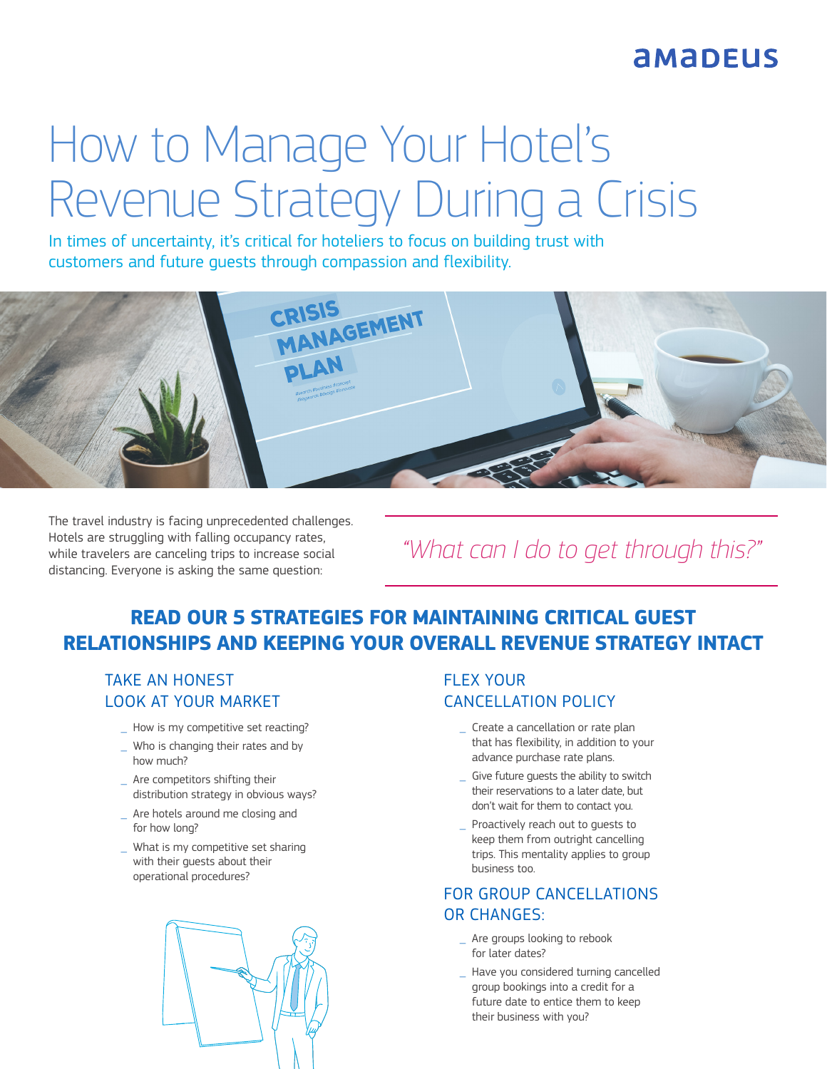amadeus

# How to Manage Your Hotel's Revenue Strategy During a Crisis

In times of uncertainty, it's critical for hoteliers to focus on building trust with customers and future guests through compassion and flexibility.

The travel industry is facing unprecedented challenges. Hotels are struggling with falling occupancy rates, while travelers are canceling trips to increase social distancing. Everyone is asking the same question:

*"What can I do to get through this?"*

## READ OUR 5 STRATEGIES FOR MAINTAINING CRITICAL GUEST RELATIONSHIPS AND KEEPING YOUR OVERALL REVENUE STRATEGY INTACT

### TAKE AN HONEST LOOK AT YOUR MARKET

- How is my competitive set reacting?
- Who is changing their rates and by how much?
- Are competitors shifting their distribution strategy in obvious ways?
- Are hotels around me closing and for how long?
- What is my competitive set sharing with their guests about their operational procedures?

### FLEX YOUR CANCELLATION POLICY

- Create a cancellation or rate plan that has flexibility, in addition to your advance purchase rate plans.
- Give future guests the ability to switch their reservations to a later date, but don't wait for them to contact you.
- Proactively reach out to guests to keep them from outright cancelling trips. This mentality applies to group business too.

### FOR GROUP CANCELLATIONS OR CHANGES:

- Are groups looking to rebook for later dates?
- Have you considered turning cancelled group bookings into a credit for a future date to entice them to keep their business with you?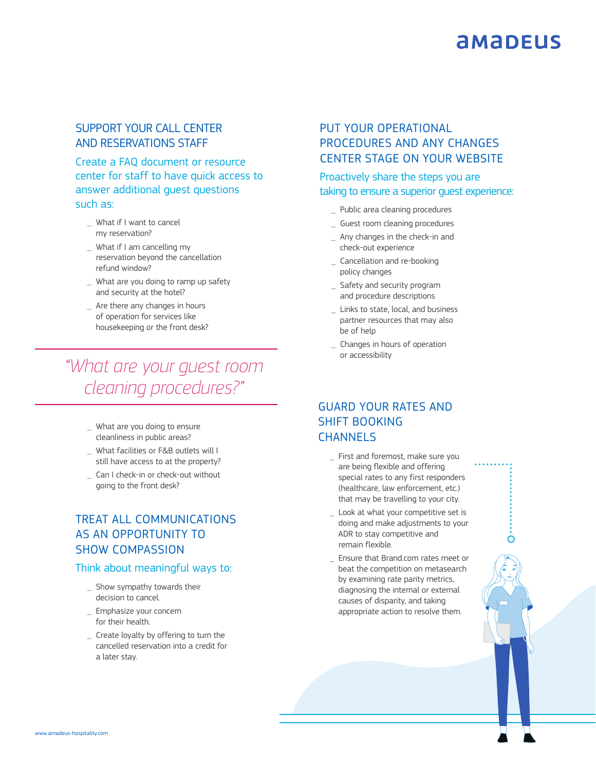## SUPPORT YOUR CALL CENTER AND RESERVATIONS STAFF

### Create a FAQ document or resource center for staff to have quick access to answer additional guest questions such as:

- What if I want to cancel my reservation?
- What if I am cancelling my reservation beyond the cancellation refund window?
- What are you doing to ramp up safety and security at the hotel?
- Are there any changes in hours of operation for services like housekeeping or the front desk?

*"What are your guest room cleaning procedures?"*

- What are you doing to ensure cleanliness in public areas?
- What facilities or F&B outlets will I still have access to at the property?
- Can I check-in or check-out without going to the front desk?

## TREAT ALL COMMUNICATIONS AS AN OPPORTUNITY TO SHOW COMPASSION

### Think about meaningful ways to:

- Show sympathy towards their decision to cancel.
- Emphasize your concern for their health.
- Create loyalty by offering to turn the cancelled reservation into a credit for a later stay.

## PUT YOUR OPERATIONAL PROCEDURES AND ANY CHANGES CENTER STAGE ON YOUR WEBSITE

### Proactively share the steps you are taking to ensure a superior guest experience:

- Public area cleaning procedures
- Guest room cleaning procedures
- Any changes in the check-in and check-out experience
- Cancellation and re-booking policy changes
- Safety and security program and procedure descriptions
- Links to state, local, and business partner resources that may also be of help
- Changes in hours of operation or accessibility

## GUARD YOUR RATES AND SHIFT BOOKING CHANNELS

- First and foremost, make sure you are being flexible and offering special rates to any first responders (healthcare, law enforcement, etc.) that may be travelling to your city.
- Look at what your competitive set is doing and make adjustments to your ADR to stay competitive and remain flexible.
- Ensure that Brand.com rates meet or beat the competition on metasearch by examining rate parity metrics, diagnosing the internal or external causes of disparity, and taking appropriate action to resolve them.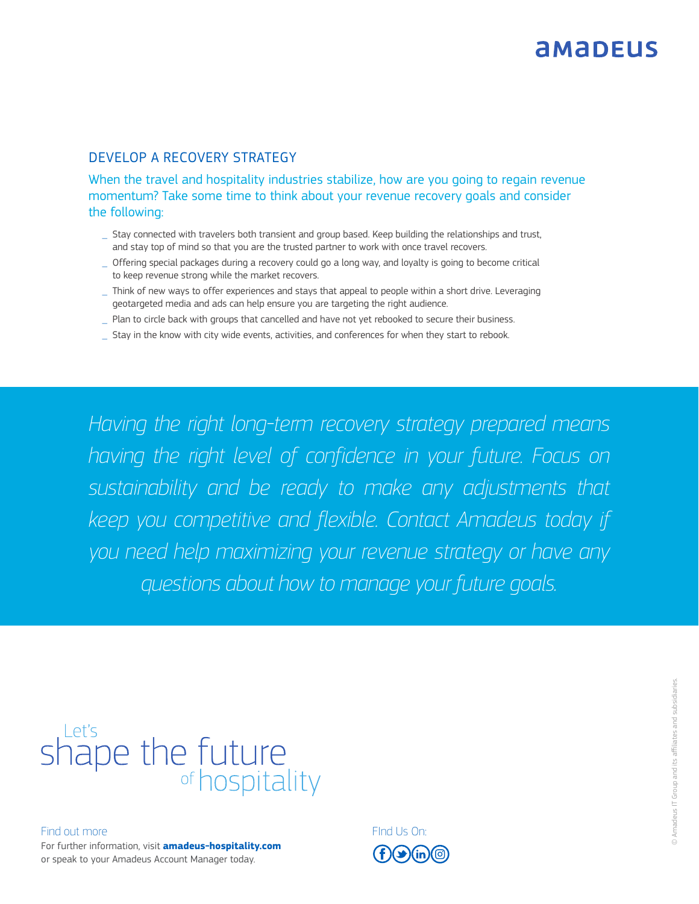## DEVELOP A RECOVERY STRATEGY

When the travel and hospitality industries stabilize, how are you going to regain revenue momentum? Take some time to think about your revenue recovery goals and consider the following:

- Stay connected with travelers both transient and group based. Keep building the relationships and trust, and stay top of mind so that you are the trusted partner to work with once travel recovers.
- Offering special packages during a recovery could go a long way, and loyalty is going to become critical to keep revenue strong while the market recovers.
- Think of new ways to offer experiences and stays that appeal to people within a short drive. Leveraging geotargeted media and ads can help ensure you are targeting the right audience.
- Plan to circle back with groups that cancelled and have not yet rebooked to secure their business.
- Stay in the know with city wide events, activities, and conferences for when they start to rebook.

*Having the right long-term recovery strategy prepared means having the right level of confidence in your future. Focus on sustainability and be ready to make any adjustments that keep you competitive and flexible. Contact Amadeus today if you need help maximizing your revenue strategy or have any questions about how to manage your future goals.*

Let's shape the future of hospitality

Find out more

For further information, visit **amadeus-hospitality.com** or speak to your Amadeus Account Manager today.

FInd Us On:

© Amadeus IT Group and its affiliates and subsidiaries.